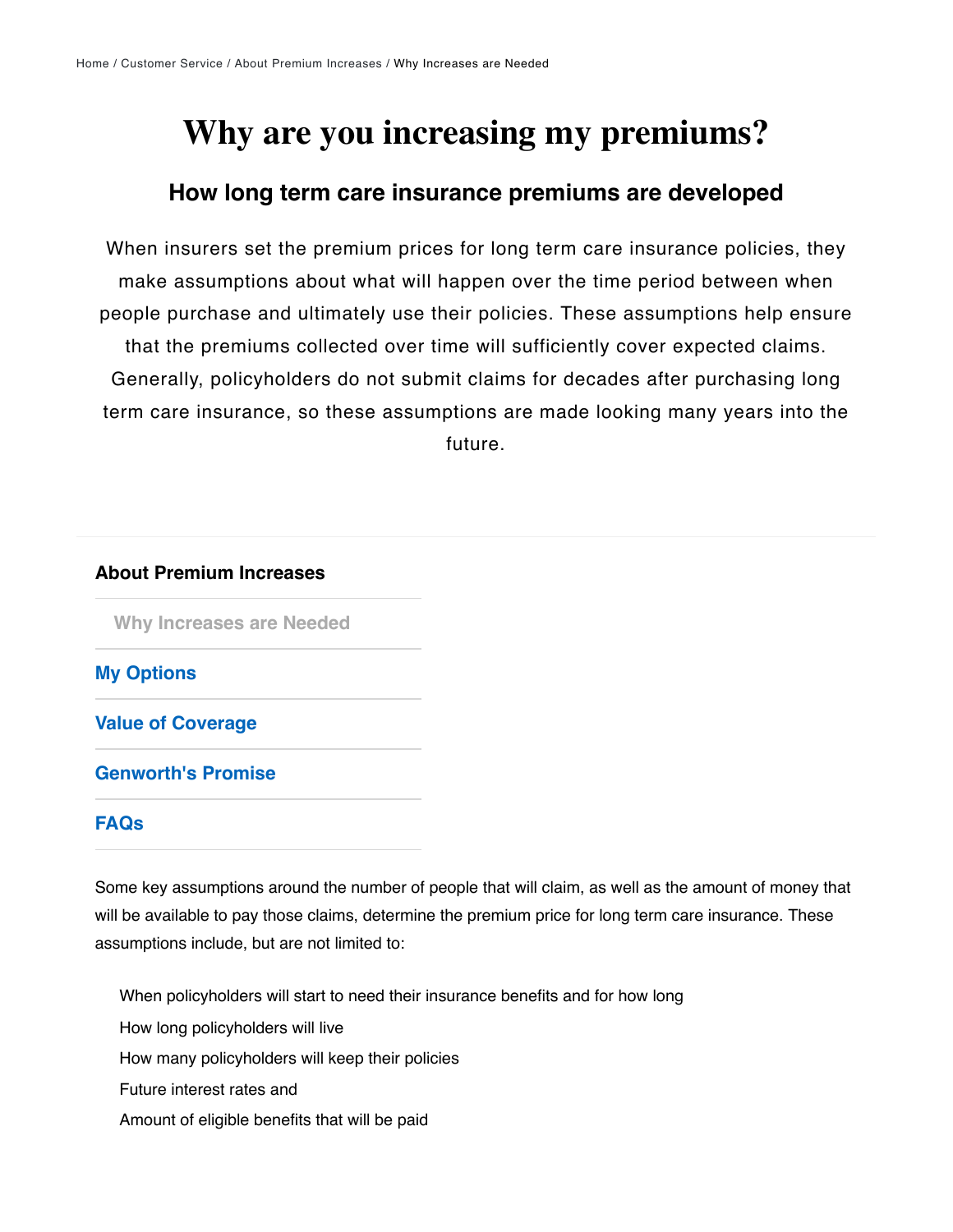Home / Customer Service / About Premium Increases / Why Increases are Needed

# Why are you increasing my premiums?

## How long term care insurance premiums are developed

When insurers set the premium prices for long term care insurance policies, they make assumptions about what will happen over the time period between when people purchase and ultimately use their policies. These assumptions help ensure that the premiums collected over time will sufficiently cover expected claims. Generally, policyholders do not submit claims for decades after purchasing long term care insurance, so these assumptions are made looking many years into the future.

### About Premium Increases

- Why Increases are Needed
- My Options
- Value of Coverage
- Genworth's Promise
- FAQs

Some key assumptions around the number of people that will claim, as well as the amount of money that will be available to pay those claims, determine the premium price for long term care insurance. These assumptions include, but are not limited to:

- When policyholders will start to need their insurance benefits and for how long
- How long policyholders will live
- How many policyholders will keep their policies
- Future interest rates and
- Amount of eligible benefits that will be paid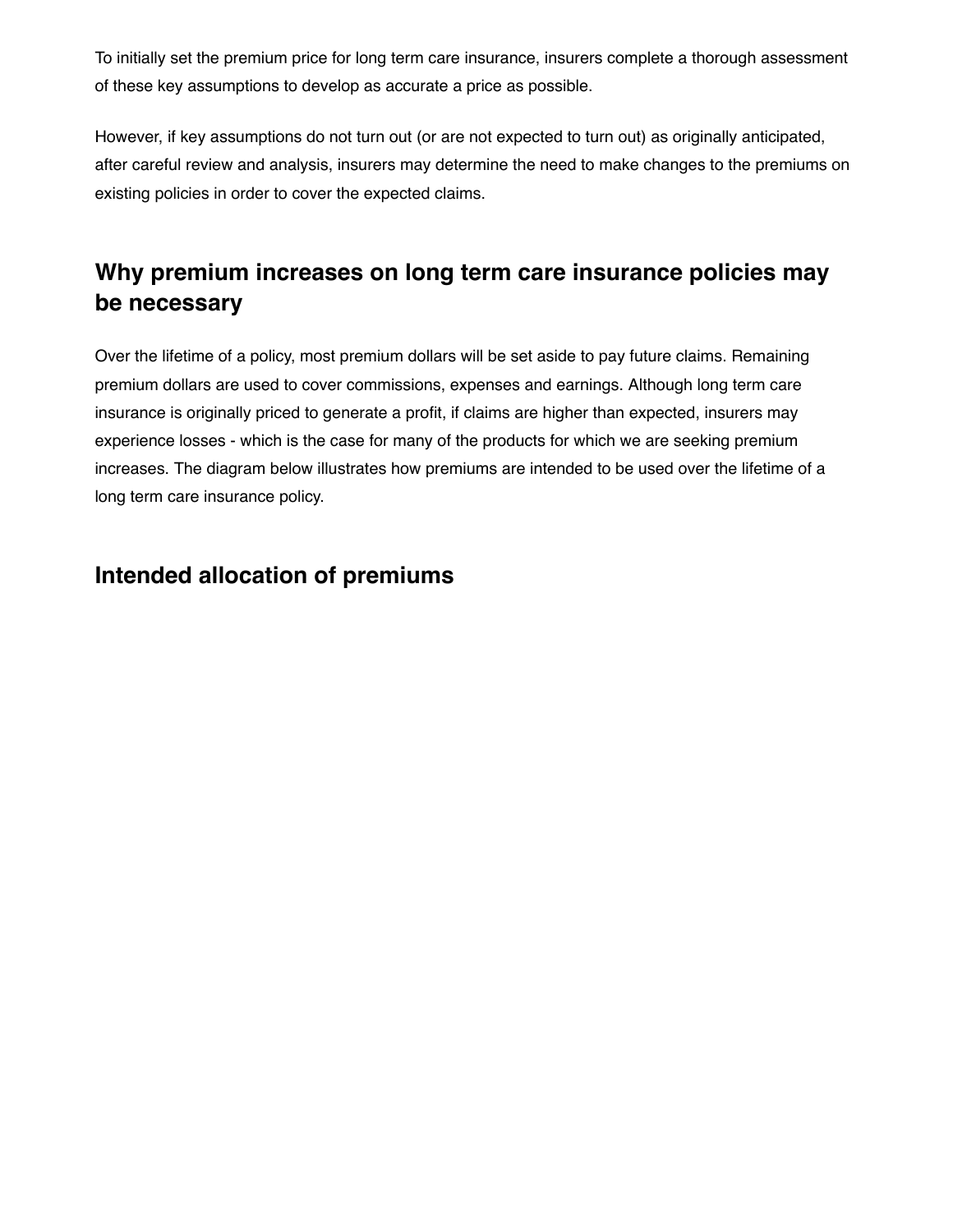To initially set the premium price for long term care insurance, insurers complete a thorough assessment of these key assumptions to develop as accurate a price as possible.

However, if key assumptions do not turn out (or are not expected to turn out) as originally anticipated, after careful review and analysis, insurers may determine the need to make changes to the premiums on existing policies in order to cover the expected claims.

## Why premium increases on long term care insurance policies may be necessary

Over the lifetime of a policy, most premium dollars will be set aside to pay future claims. Remaining premium dollars are used to cover commissions, expenses and earnings. Although long term care insurance is originally priced to generate a profit, if claims are higher than expected, insurers may experience losses - which is the case for many of the products for which we are seeking premium increases. The diagram below illustrates how premiums are intended to be used over the lifetime of a long term care insurance policy.

## Intended allocation of premiums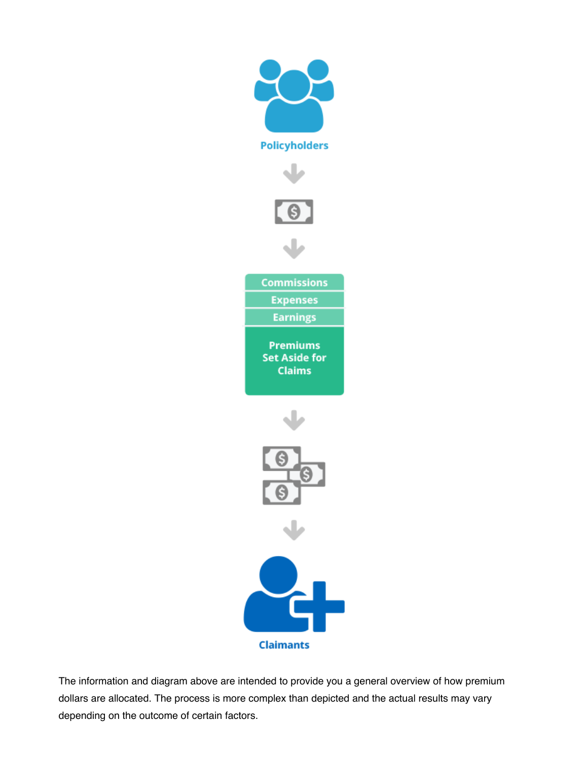Policyholders

Commissions

Expenses

Earnings

Premiums Set Aside for Claims

Claimants

The information and diagram above are intended to provide you a general overview of how premium dollars are allocated. The process is more complex than depicted and the actual results may vary depending on the outcome of certain factors.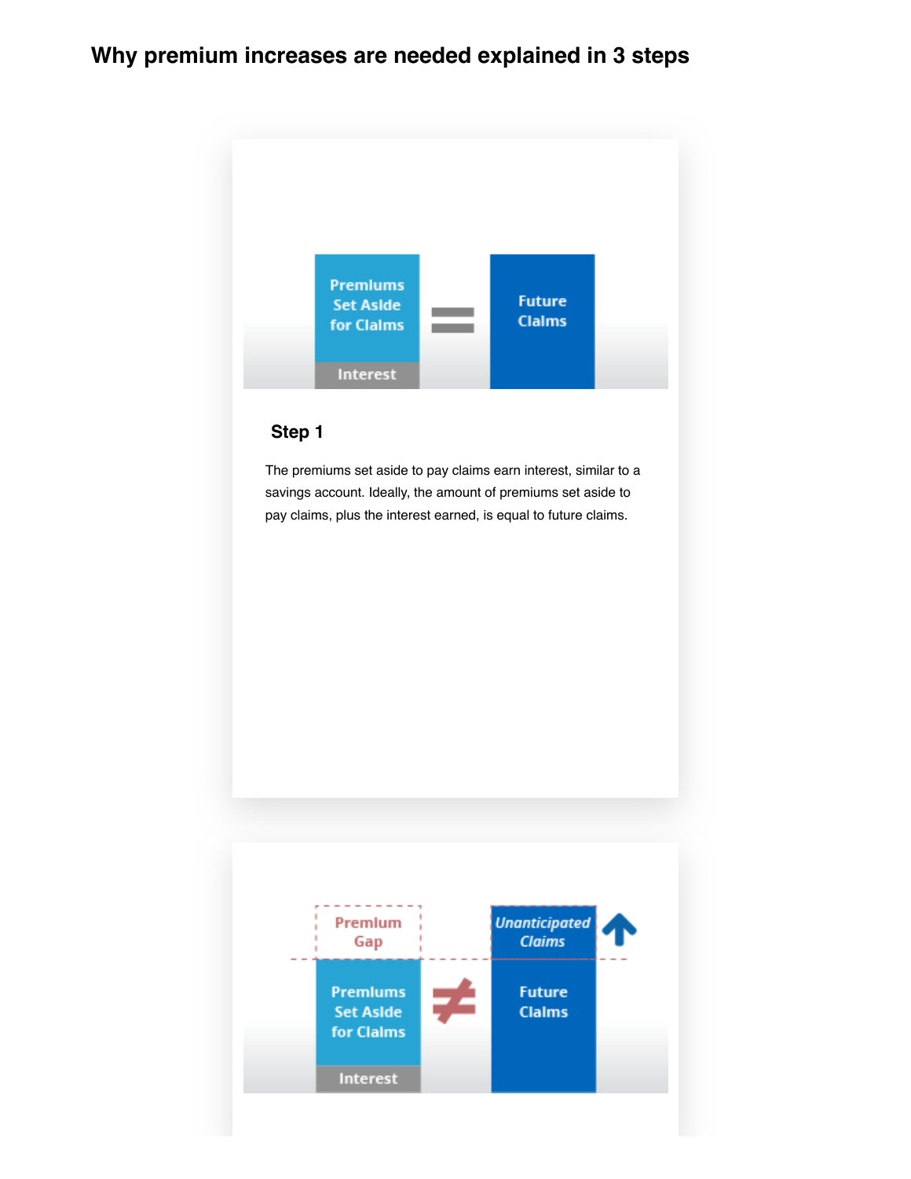## Why premium increases are needed explained in 3 steps

### Step 1

The premiums set aside to pay claims earn interest, similar to a savings account. Ideally, the amount of premiums set aside to pay claims, plus the interest earned, is equal to future claims.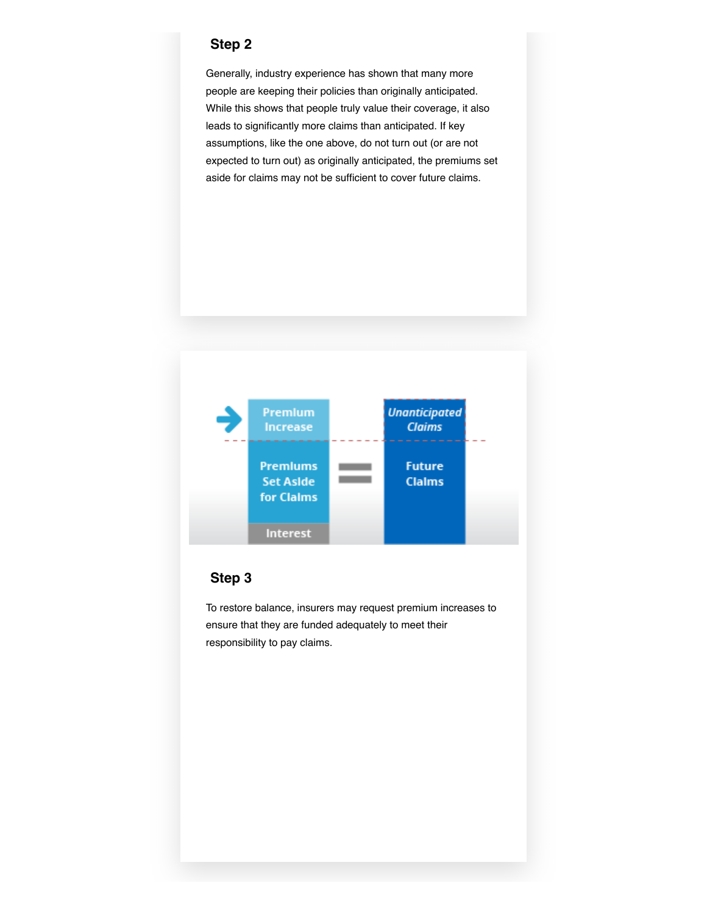### Step 2

Generally, industry experience has shown that many more people are keeping their policies than originally anticipated. While this shows that people truly value their coverage, it also leads to significantly more claims than anticipated. If key assumptions, like the one above, do not turn out (or are not expected to turn out) as originally anticipated, the premiums set aside for claims may not be sufficient to cover future claims.

Premium Increase

Premiums Set Aside for Claims

Interest

Unanticipated Claims

Future Claims

### Step 3

To restore balance, insurers may request premium increases to ensure that they are funded adequately to meet their responsibility to pay claims.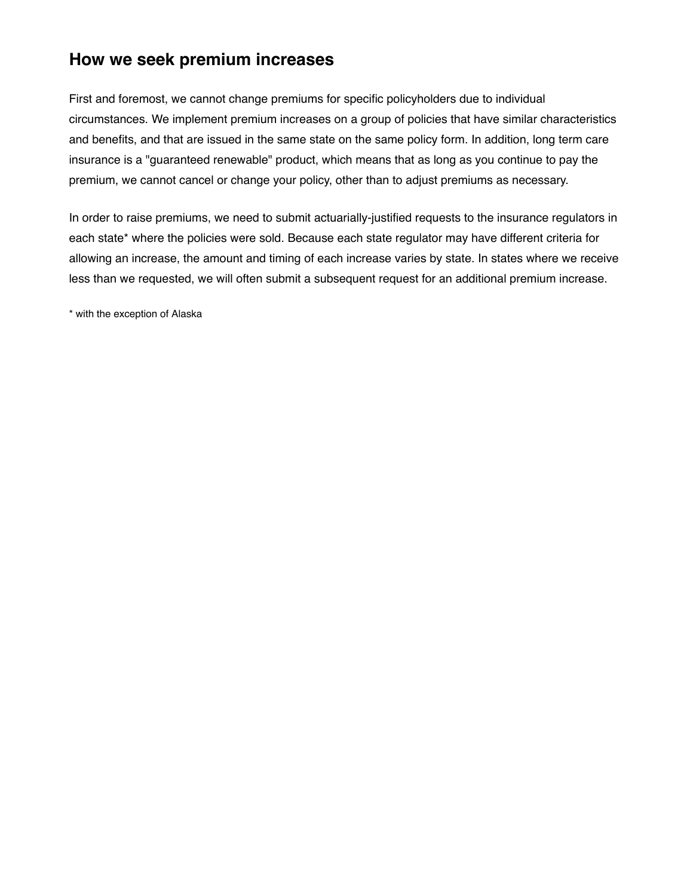## How we seek premium increases

First and foremost, we cannot change premiums for specific policyholders due to individual circumstances. We implement premium increases on a group of policies that have similar characteristics and benefits, and that are issued in the same state on the same policy form. In addition, long term care insurance is a "guaranteed renewable" product, which means that as long as you continue to pay the premium, we cannot cancel or change your policy, other than to adjust premiums as necessary.

In order to raise premiums, we need to submit actuarially-justified requests to the insurance regulators in each state* where the policies were sold. Because each state regulator may have different criteria for allowing an increase, the amount and timing of each increase varies by state. In states where we receive less than we requested, we will often submit a subsequent request for an additional premium increase.

* with the exception of Alaska